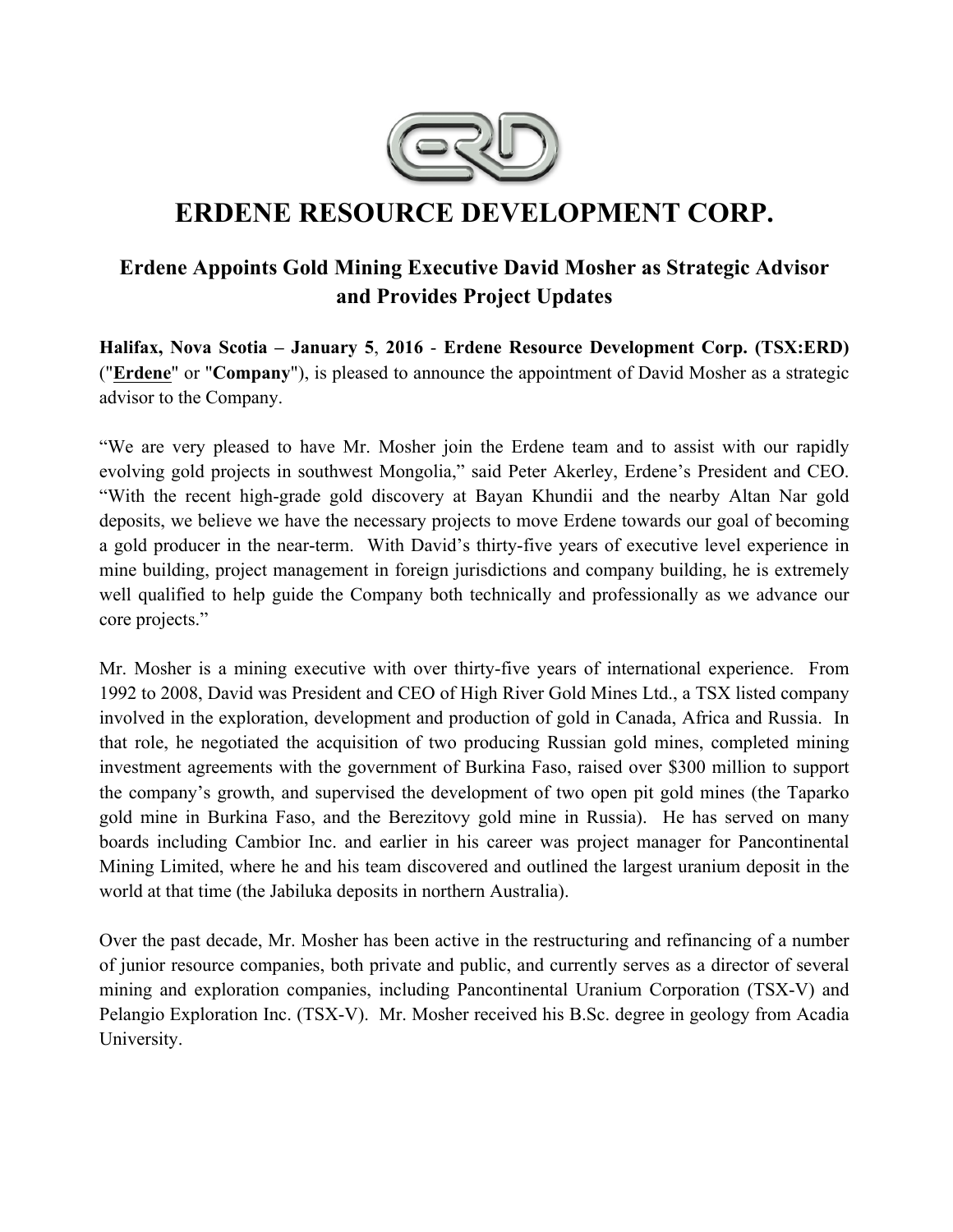# ERDENE RESOURCE DEVELOPMENT CORP.

## Erdene Appoints Gold Mining Executive David Mosher as Strategic Advisor and Provides Project Updates

**Halifax, Nova Scotia – January 5, 2016 - Erdene Resource Development Corp. (TSX:ERD)** ("**Erdene**" or "**Company**"), is pleased to announce the appointment of David Mosher as a strategic advisor to the Company.

"We are very pleased to have Mr. Mosher join the Erdene team and to assist with our rapidly evolving gold projects in southwest Mongolia," said Peter Akerley, Erdene's President and CEO. "With the recent high-grade gold discovery at Bayan Khundii and the nearby Altan Nar gold deposits, we believe we have the necessary projects to move Erdene towards our goal of becoming a gold producer in the near-term. With David's thirty-five years of executive level experience in mine building, project management in foreign jurisdictions and company building, he is extremely well qualified to help guide the Company both technically and professionally as we advance our core projects."

Mr. Mosher is a mining executive with over thirty-five years of international experience. From 1992 to 2008, David was President and CEO of High River Gold Mines Ltd., a TSX listed company involved in the exploration, development and production of gold in Canada, Africa and Russia. In that role, he negotiated the acquisition of two producing Russian gold mines, completed mining investment agreements with the government of Burkina Faso, raised over $300 million to support the company's growth, and supervised the development of two open pit gold mines (the Taparko gold mine in Burkina Faso, and the Berezitovy gold mine in Russia). He has served on many boards including Cambior Inc. and earlier in his career was project manager for Pancontinental Mining Limited, where he and his team discovered and outlined the largest uranium deposit in the world at that time (the Jabiluka deposits in northern Australia).

Over the past decade, Mr. Mosher has been active in the restructuring and refinancing of a number of junior resource companies, both private and public, and currently serves as a director of several mining and exploration companies, including Pancontinental Uranium Corporation (TSX-V) and Pelangio Exploration Inc. (TSX-V). Mr. Mosher received his B.Sc. degree in geology from Acadia University.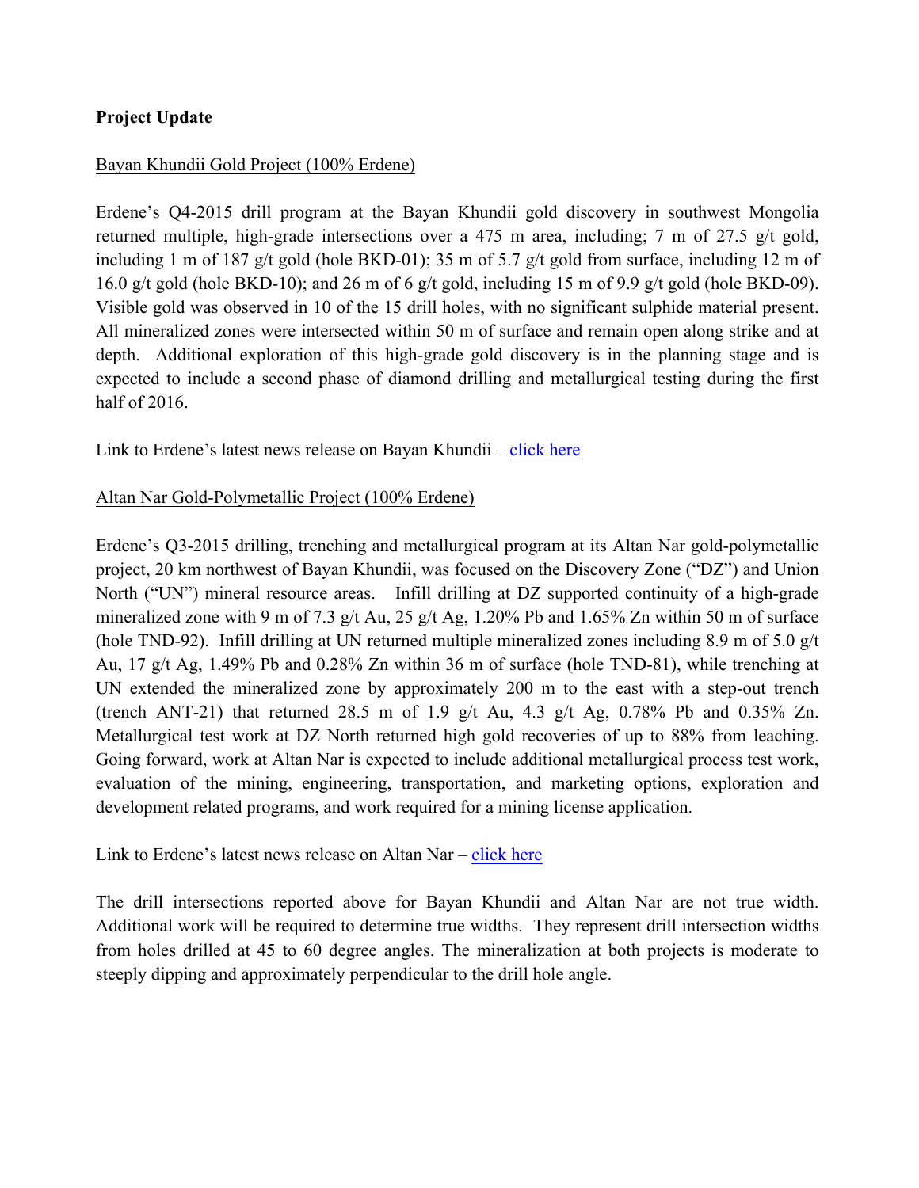**Project Update**

<u>Bayan Khundii Gold Project (100% Erdene)</u>

Erdene's Q4-2015 drill program at the Bayan Khundii gold discovery in southwest Mongolia returned multiple, high-grade intersections over a 475 m area, including; 7 m of 27.5 g/t gold, including 1 m of 187 g/t gold (hole BKD-01); 35 m of 5.7 g/t gold from surface, including 12 m of 16.0 g/t gold (hole BKD-10); and 26 m of 6 g/t gold, including 15 m of 9.9 g/t gold (hole BKD-09). Visible gold was observed in 10 of the 15 drill holes, with no significant sulphide material present. All mineralized zones were intersected within 50 m of surface and remain open along strike and at depth. Additional exploration of this high-grade gold discovery is in the planning stage and is expected to include a second phase of diamond drilling and metallurgical testing during the first half of 2016.

Link to Erdene's latest news release on Bayan Khundii – [click here]

<u>Altan Nar Gold-Polymetallic Project (100% Erdene)</u>

Erdene's Q3-2015 drilling, trenching and metallurgical program at its Altan Nar gold-polymetallic project, 20 km northwest of Bayan Khundii, was focused on the Discovery Zone ("DZ") and Union North ("UN") mineral resource areas. Infill drilling at DZ supported continuity of a high-grade mineralized zone with 9 m of 7.3 g/t Au, 25 g/t Ag, 1.20% Pb and 1.65% Zn within 50 m of surface (hole TND-92). Infill drilling at UN returned multiple mineralized zones including 8.9 m of 5.0 g/t Au, 17 g/t Ag, 1.49% Pb and 0.28% Zn within 36 m of surface (hole TND-81), while trenching at UN extended the mineralized zone by approximately 200 m to the east with a step-out trench (trench ANT-21) that returned 28.5 m of 1.9 g/t Au, 4.3 g/t Ag, 0.78% Pb and 0.35% Zn. Metallurgical test work at DZ North returned high gold recoveries of up to 88% from leaching. Going forward, work at Altan Nar is expected to include additional metallurgical process test work, evaluation of the mining, engineering, transportation, and marketing options, exploration and development related programs, and work required for a mining license application.

Link to Erdene's latest news release on Altan Nar – [click here]

The drill intersections reported above for Bayan Khundii and Altan Nar are not true width. Additional work will be required to determine true widths. They represent drill intersection widths from holes drilled at 45 to 60 degree angles. The mineralization at both projects is moderate to steeply dipping and approximately perpendicular to the drill hole angle.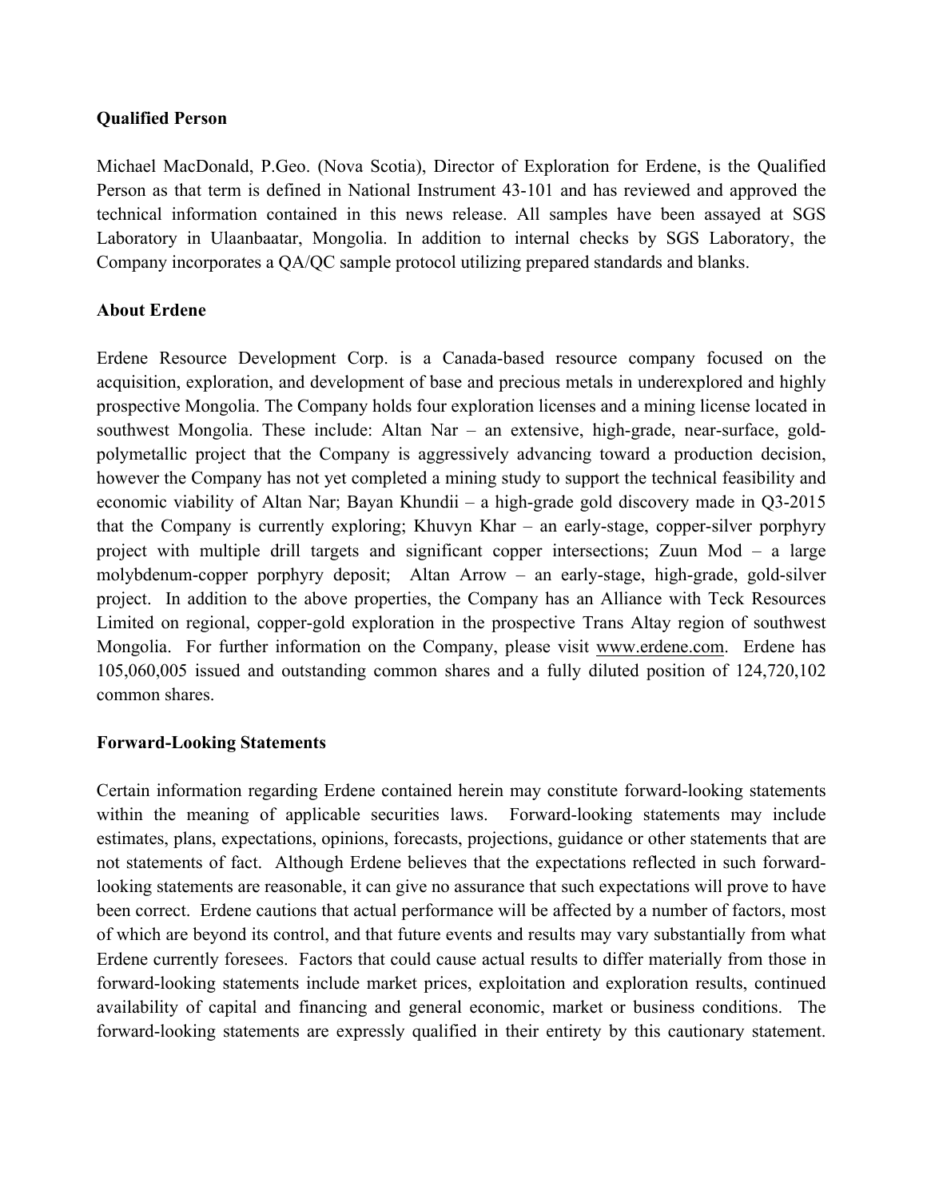**Qualified Person**

Michael MacDonald, P.Geo. (Nova Scotia), Director of Exploration for Erdene, is the Qualified Person as that term is defined in National Instrument 43-101 and has reviewed and approved the technical information contained in this news release. All samples have been assayed at SGS Laboratory in Ulaanbaatar, Mongolia. In addition to internal checks by SGS Laboratory, the Company incorporates a QA/QC sample protocol utilizing prepared standards and blanks.

**About Erdene**

Erdene Resource Development Corp. is a Canada-based resource company focused on the acquisition, exploration, and development of base and precious metals in underexplored and highly prospective Mongolia. The Company holds four exploration licenses and a mining license located in southwest Mongolia. These include: Altan Nar – an extensive, high-grade, near-surface, gold-polymetallic project that the Company is aggressively advancing toward a production decision, however the Company has not yet completed a mining study to support the technical feasibility and economic viability of Altan Nar; Bayan Khundii – a high-grade gold discovery made in Q3-2015 that the Company is currently exploring; Khuvyn Khar – an early-stage, copper-silver porphyry project with multiple drill targets and significant copper intersections; Zuun Mod – a large molybdenum-copper porphyry deposit; Altan Arrow – an early-stage, high-grade, gold-silver project. In addition to the above properties, the Company has an Alliance with Teck Resources Limited on regional, copper-gold exploration in the prospective Trans Altay region of southwest Mongolia. For further information on the Company, please visit www.erdene.com. Erdene has 105,060,005 issued and outstanding common shares and a fully diluted position of 124,720,102 common shares.

**Forward-Looking Statements**

Certain information regarding Erdene contained herein may constitute forward-looking statements within the meaning of applicable securities laws. Forward-looking statements may include estimates, plans, expectations, opinions, forecasts, projections, guidance or other statements that are not statements of fact. Although Erdene believes that the expectations reflected in such forward-looking statements are reasonable, it can give no assurance that such expectations will prove to have been correct. Erdene cautions that actual performance will be affected by a number of factors, most of which are beyond its control, and that future events and results may vary substantially from what Erdene currently foresees. Factors that could cause actual results to differ materially from those in forward-looking statements include market prices, exploitation and exploration results, continued availability of capital and financing and general economic, market or business conditions. The forward-looking statements are expressly qualified in their entirety by this cautionary statement.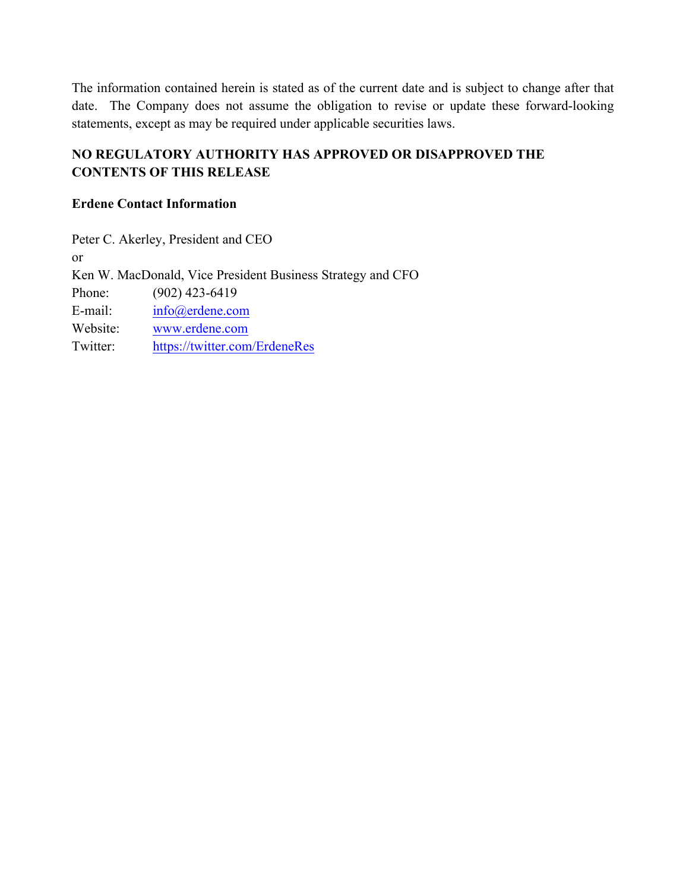The information contained herein is stated as of the current date and is subject to change after that date. The Company does not assume the obligation to revise or update these forward-looking statements, except as may be required under applicable securities laws.

**NO REGULATORY AUTHORITY HAS APPROVED OR DISAPPROVED THE CONTENTS OF THIS RELEASE**

**Erdene Contact Information**

Peter C. Akerley, President and CEO
or
Ken W. MacDonald, Vice President Business Strategy and CFO
Phone: (902) 423-6419
E-mail: info@erdene.com
Website: www.erdene.com
Twitter: https://twitter.com/ErdeneRes